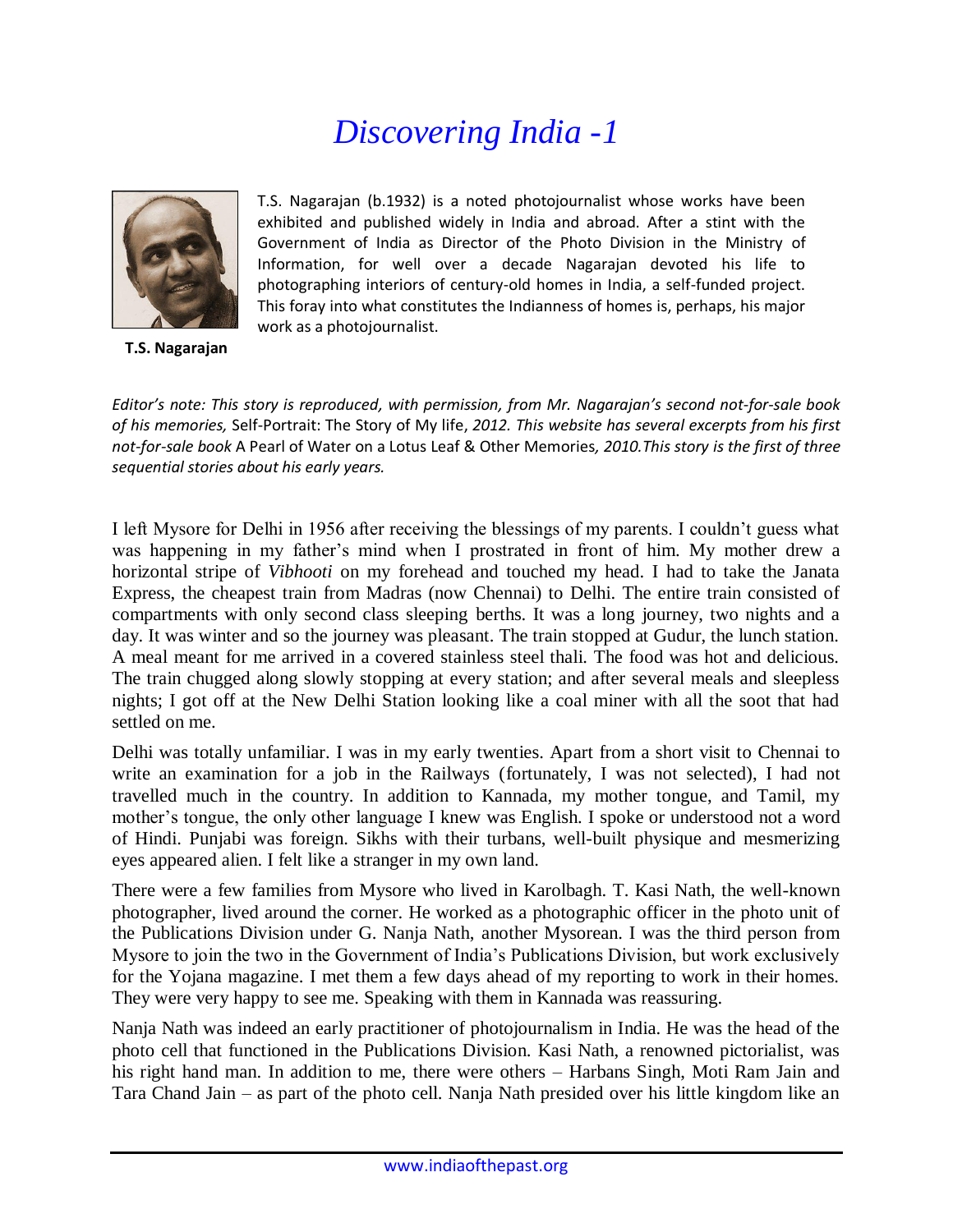# *Discovering India -1*

**T.S. Nagarajan**

T.S. Nagarajan (b.1932) is a noted photojournalist whose works have been exhibited and published widely in India and abroad. After a stint with the Government of India as Director of the Photo Division in the Ministry of Information, for well over a decade Nagarajan devoted his life to photographing interiors of century-old homes in India, a self-funded project. This foray into what constitutes the Indianness of homes is, perhaps, his major work as a photojournalist.

*Editor's note: This story is reproduced, with permission, from Mr. Nagarajan's second not-for-sale book of his memories,* Self-Portrait: The Story of My life, *2012. This website has several excerpts from his first not-for-sale book* A Pearl of Water on a Lotus Leaf & Other Memories*, 2010.This story is the first of three sequential stories about his early years.*

I left Mysore for Delhi in 1956 after receiving the blessings of my parents. I couldn't guess what was happening in my father's mind when I prostrated in front of him. My mother drew a horizontal stripe of *Vibhooti* on my forehead and touched my head. I had to take the Janata Express, the cheapest train from Madras (now Chennai) to Delhi. The entire train consisted of compartments with only second class sleeping berths. It was a long journey, two nights and a day. It was winter and so the journey was pleasant. The train stopped at Gudur, the lunch station. A meal meant for me arrived in a covered stainless steel thali. The food was hot and delicious. The train chugged along slowly stopping at every station; and after several meals and sleepless nights; I got off at the New Delhi Station looking like a coal miner with all the soot that had settled on me.

Delhi was totally unfamiliar. I was in my early twenties. Apart from a short visit to Chennai to write an examination for a job in the Railways (fortunately, I was not selected), I had not travelled much in the country. In addition to Kannada, my mother tongue, and Tamil, my mother's tongue, the only other language I knew was English. I spoke or understood not a word of Hindi. Punjabi was foreign. Sikhs with their turbans, well-built physique and mesmerizing eyes appeared alien. I felt like a stranger in my own land.

There were a few families from Mysore who lived in Karolbagh. T. Kasi Nath, the well-known photographer, lived around the corner. He worked as a photographic officer in the photo unit of the Publications Division under G. Nanja Nath, another Mysorean. I was the third person from Mysore to join the two in the Government of India's Publications Division, but work exclusively for the Yojana magazine. I met them a few days ahead of my reporting to work in their homes. They were very happy to see me. Speaking with them in Kannada was reassuring.

Nanja Nath was indeed an early practitioner of photojournalism in India. He was the head of the photo cell that functioned in the Publications Division. Kasi Nath, a renowned pictorialist, was his right hand man. In addition to me, there were others – Harbans Singh, Moti Ram Jain and Tara Chand Jain – as part of the photo cell. Nanja Nath presided over his little kingdom like an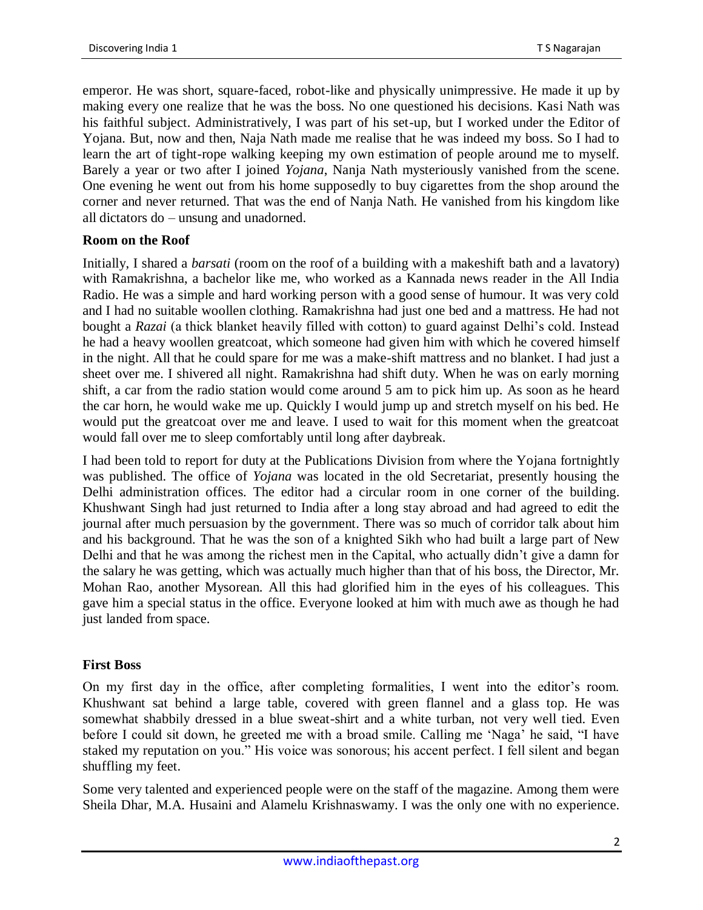emperor. He was short, square-faced, robot-like and physically unimpressive. He made it up by making every one realize that he was the boss. No one questioned his decisions. Kasi Nath was his faithful subject. Administratively, I was part of his set-up, but I worked under the Editor of Yojana. But, now and then, Naja Nath made me realise that he was indeed my boss. So I had to learn the art of tight-rope walking keeping my own estimation of people around me to myself. Barely a year or two after I joined *Yojana*, Nanja Nath mysteriously vanished from the scene. One evening he went out from his home supposedly to buy cigarettes from the shop around the corner and never returned. That was the end of Nanja Nath. He vanished from his kingdom like all dictators do – unsung and unadorned.

**Room on the Roof**

Initially, I shared a *barsati* (room on the roof of a building with a makeshift bath and a lavatory) with Ramakrishna, a bachelor like me, who worked as a Kannada news reader in the All India Radio. He was a simple and hard working person with a good sense of humour. It was very cold and I had no suitable woollen clothing. Ramakrishna had just one bed and a mattress. He had not bought a *Razai* (a thick blanket heavily filled with cotton) to guard against Delhi's cold. Instead he had a heavy woollen greatcoat, which someone had given him with which he covered himself in the night. All that he could spare for me was a make-shift mattress and no blanket. I had just a sheet over me. I shivered all night. Ramakrishna had shift duty. When he was on early morning shift, a car from the radio station would come around 5 am to pick him up. As soon as he heard the car horn, he would wake me up. Quickly I would jump up and stretch myself on his bed. He would put the greatcoat over me and leave. I used to wait for this moment when the greatcoat would fall over me to sleep comfortably until long after daybreak.

I had been told to report for duty at the Publications Division from where the Yojana fortnightly was published. The office of *Yojana* was located in the old Secretariat, presently housing the Delhi administration offices. The editor had a circular room in one corner of the building. Khushwant Singh had just returned to India after a long stay abroad and had agreed to edit the journal after much persuasion by the government. There was so much of corridor talk about him and his background. That he was the son of a knighted Sikh who had built a large part of New Delhi and that he was among the richest men in the Capital, who actually didn't give a damn for the salary he was getting, which was actually much higher than that of his boss, the Director, Mr. Mohan Rao, another Mysorean. All this had glorified him in the eyes of his colleagues. This gave him a special status in the office. Everyone looked at him with much awe as though he had just landed from space.

**First Boss**

On my first day in the office, after completing formalities, I went into the editor's room. Khushwant sat behind a large table, covered with green flannel and a glass top. He was somewhat shabbily dressed in a blue sweat-shirt and a white turban, not very well tied. Even before I could sit down, he greeted me with a broad smile. Calling me 'Naga' he said, "I have staked my reputation on you." His voice was sonorous; his accent perfect. I fell silent and began shuffling my feet.

Some very talented and experienced people were on the staff of the magazine. Among them were Sheila Dhar, M.A. Husaini and Alamelu Krishnaswamy. I was the only one with no experience.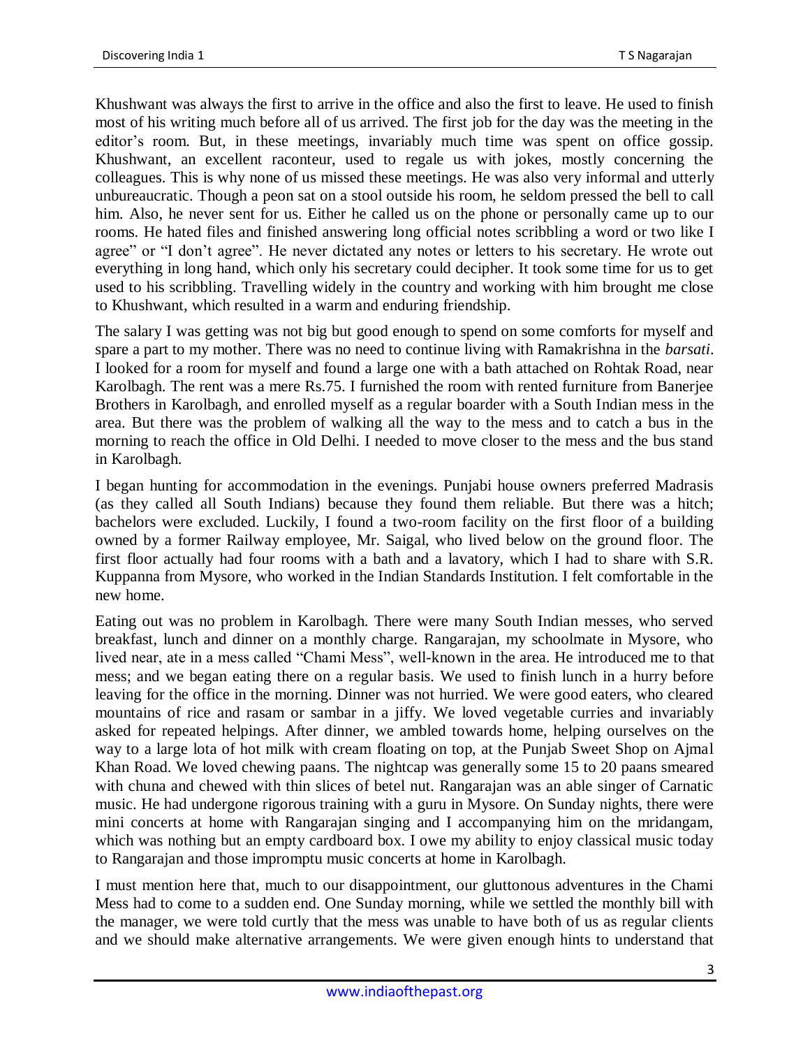Khushwant was always the first to arrive in the office and also the first to leave. He used to finish most of his writing much before all of us arrived. The first job for the day was the meeting in the editor's room. But, in these meetings, invariably much time was spent on office gossip. Khushwant, an excellent raconteur, used to regale us with jokes, mostly concerning the colleagues. This is why none of us missed these meetings. He was also very informal and utterly unbureaucratic. Though a peon sat on a stool outside his room, he seldom pressed the bell to call him. Also, he never sent for us. Either he called us on the phone or personally came up to our rooms. He hated files and finished answering long official notes scribbling a word or two like I agree" or "I don't agree". He never dictated any notes or letters to his secretary. He wrote out everything in long hand, which only his secretary could decipher. It took some time for us to get used to his scribbling. Travelling widely in the country and working with him brought me close to Khushwant, which resulted in a warm and enduring friendship.

The salary I was getting was not big but good enough to spend on some comforts for myself and spare a part to my mother. There was no need to continue living with Ramakrishna in the *barsati*. I looked for a room for myself and found a large one with a bath attached on Rohtak Road, near Karolbagh. The rent was a mere Rs.75. I furnished the room with rented furniture from Banerjee Brothers in Karolbagh, and enrolled myself as a regular boarder with a South Indian mess in the area. But there was the problem of walking all the way to the mess and to catch a bus in the morning to reach the office in Old Delhi. I needed to move closer to the mess and the bus stand in Karolbagh.

I began hunting for accommodation in the evenings. Punjabi house owners preferred Madrasis (as they called all South Indians) because they found them reliable. But there was a hitch; bachelors were excluded. Luckily, I found a two-room facility on the first floor of a building owned by a former Railway employee, Mr. Saigal, who lived below on the ground floor. The first floor actually had four rooms with a bath and a lavatory, which I had to share with S.R. Kuppanna from Mysore, who worked in the Indian Standards Institution. I felt comfortable in the new home.

Eating out was no problem in Karolbagh. There were many South Indian messes, who served breakfast, lunch and dinner on a monthly charge. Rangarajan, my schoolmate in Mysore, who lived near, ate in a mess called "Chami Mess", well-known in the area. He introduced me to that mess; and we began eating there on a regular basis. We used to finish lunch in a hurry before leaving for the office in the morning. Dinner was not hurried. We were good eaters, who cleared mountains of rice and rasam or sambar in a jiffy. We loved vegetable curries and invariably asked for repeated helpings. After dinner, we ambled towards home, helping ourselves on the way to a large lota of hot milk with cream floating on top, at the Punjab Sweet Shop on Ajmal Khan Road. We loved chewing paans. The nightcap was generally some 15 to 20 paans smeared with chuna and chewed with thin slices of betel nut. Rangarajan was an able singer of Carnatic music. He had undergone rigorous training with a guru in Mysore. On Sunday nights, there were mini concerts at home with Rangarajan singing and I accompanying him on the mridangam, which was nothing but an empty cardboard box. I owe my ability to enjoy classical music today to Rangarajan and those impromptu music concerts at home in Karolbagh.

I must mention here that, much to our disappointment, our gluttonous adventures in the Chami Mess had to come to a sudden end. One Sunday morning, while we settled the monthly bill with the manager, we were told curtly that the mess was unable to have both of us as regular clients and we should make alternative arrangements. We were given enough hints to understand that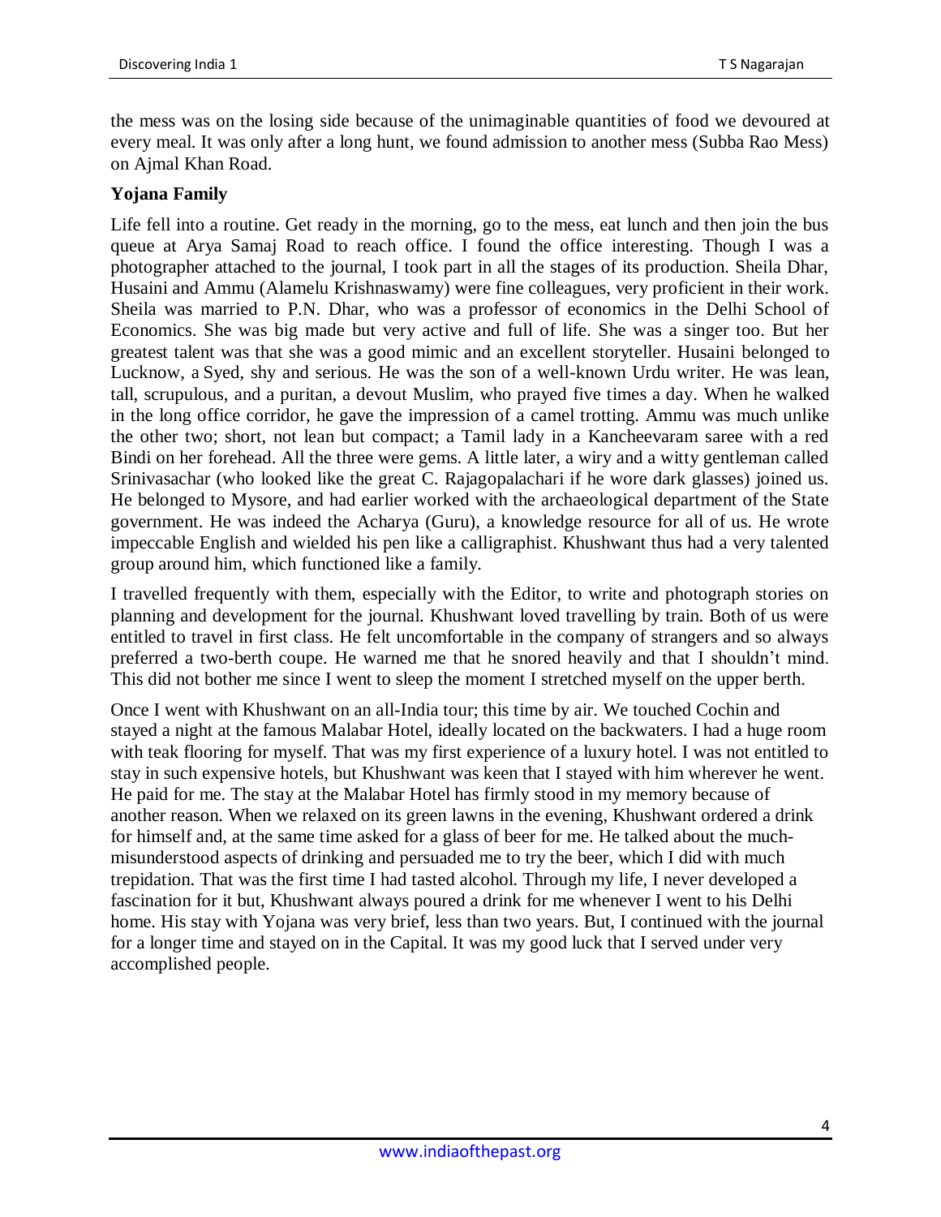the mess was on the losing side because of the unimaginable quantities of food we devoured at every meal. It was only after a long hunt, we found admission to another mess (Subba Rao Mess) on Ajmal Khan Road.

**Yojana Family**

Life fell into a routine. Get ready in the morning, go to the mess, eat lunch and then join the bus queue at Arya Samaj Road to reach office. I found the office interesting. Though I was a photographer attached to the journal, I took part in all the stages of its production. Sheila Dhar, Husaini and Ammu (Alamelu Krishnaswamy) were fine colleagues, very proficient in their work. Sheila was married to P.N. Dhar, who was a professor of economics in the Delhi School of Economics. She was big made but very active and full of life. She was a singer too. But her greatest talent was that she was a good mimic and an excellent storyteller. Husaini belonged to Lucknow, a Syed, shy and serious. He was the son of a well-known Urdu writer. He was lean, tall, scrupulous, and a puritan, a devout Muslim, who prayed five times a day. When he walked in the long office corridor, he gave the impression of a camel trotting. Ammu was much unlike the other two; short, not lean but compact; a Tamil lady in a Kancheevaram saree with a red Bindi on her forehead. All the three were gems. A little later, a wiry and a witty gentleman called Srinivasachar (who looked like the great C. Rajagopalachari if he wore dark glasses) joined us. He belonged to Mysore, and had earlier worked with the archaeological department of the State government. He was indeed the Acharya (Guru), a knowledge resource for all of us. He wrote impeccable English and wielded his pen like a calligraphist. Khushwant thus had a very talented group around him, which functioned like a family.

I travelled frequently with them, especially with the Editor, to write and photograph stories on planning and development for the journal. Khushwant loved travelling by train. Both of us were entitled to travel in first class. He felt uncomfortable in the company of strangers and so always preferred a two-berth coupe. He warned me that he snored heavily and that I shouldn't mind. This did not bother me since I went to sleep the moment I stretched myself on the upper berth.

Once I went with Khushwant on an all-India tour; this time by air. We touched Cochin and stayed a night at the famous Malabar Hotel, ideally located on the backwaters. I had a huge room with teak flooring for myself. That was my first experience of a luxury hotel. I was not entitled to stay in such expensive hotels, but Khushwant was keen that I stayed with him wherever he went. He paid for me. The stay at the Malabar Hotel has firmly stood in my memory because of another reason. When we relaxed on its green lawns in the evening, Khushwant ordered a drink for himself and, at the same time asked for a glass of beer for me. He talked about the much-misunderstood aspects of drinking and persuaded me to try the beer, which I did with much trepidation. That was the first time I had tasted alcohol. Through my life, I never developed a fascination for it but, Khushwant always poured a drink for me whenever I went to his Delhi home. His stay with Yojana was very brief, less than two years. But, I continued with the journal for a longer time and stayed on in the Capital. It was my good luck that I served under very accomplished people.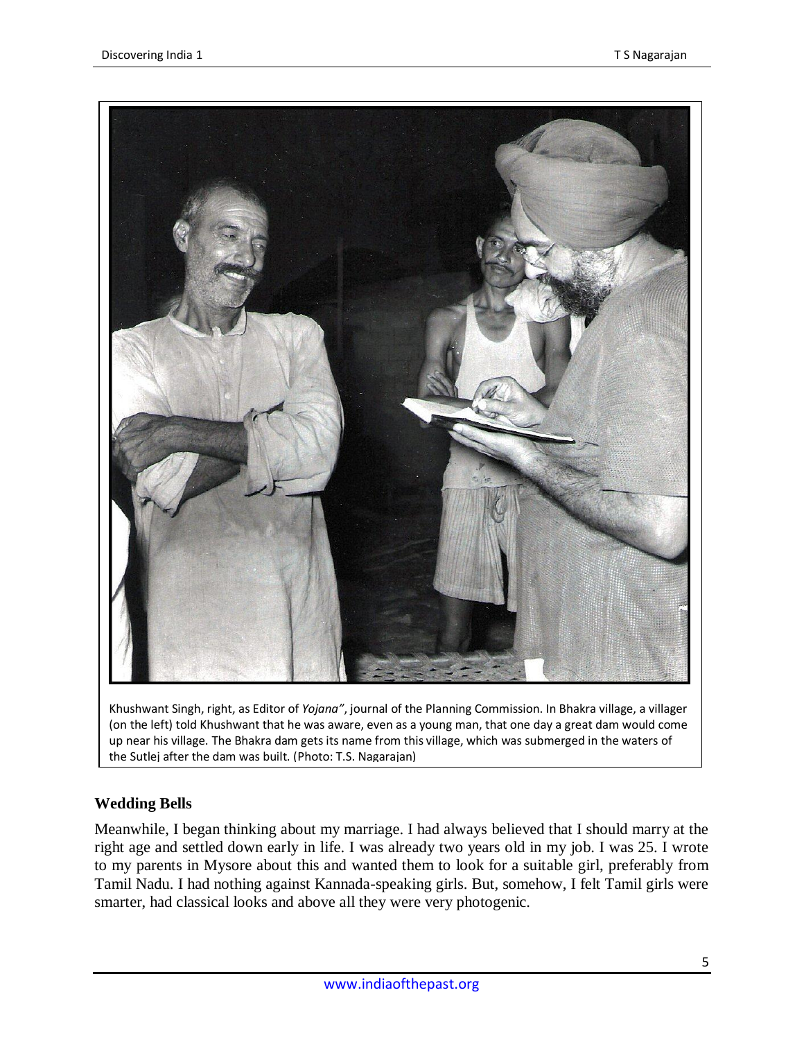Khushwant Singh, right, as Editor of *Yojana"*, journal of the Planning Commission. In Bhakra village, a villager (on the left) told Khushwant that he was aware, even as a young man, that one day a great dam would come up near his village. The Bhakra dam gets its name from this village, which was submerged in the waters of the Sutlej after the dam was built. (Photo: T.S. Nagarajan)

## Wedding Bells

Meanwhile, I began thinking about my marriage. I had always believed that I should marry at the right age and settled down early in life. I was already two years old in my job. I was 25. I wrote to my parents in Mysore about this and wanted them to look for a suitable girl, preferably from Tamil Nadu. I had nothing against Kannada-speaking girls. But, somehow, I felt Tamil girls were smarter, had classical looks and above all they were very photogenic.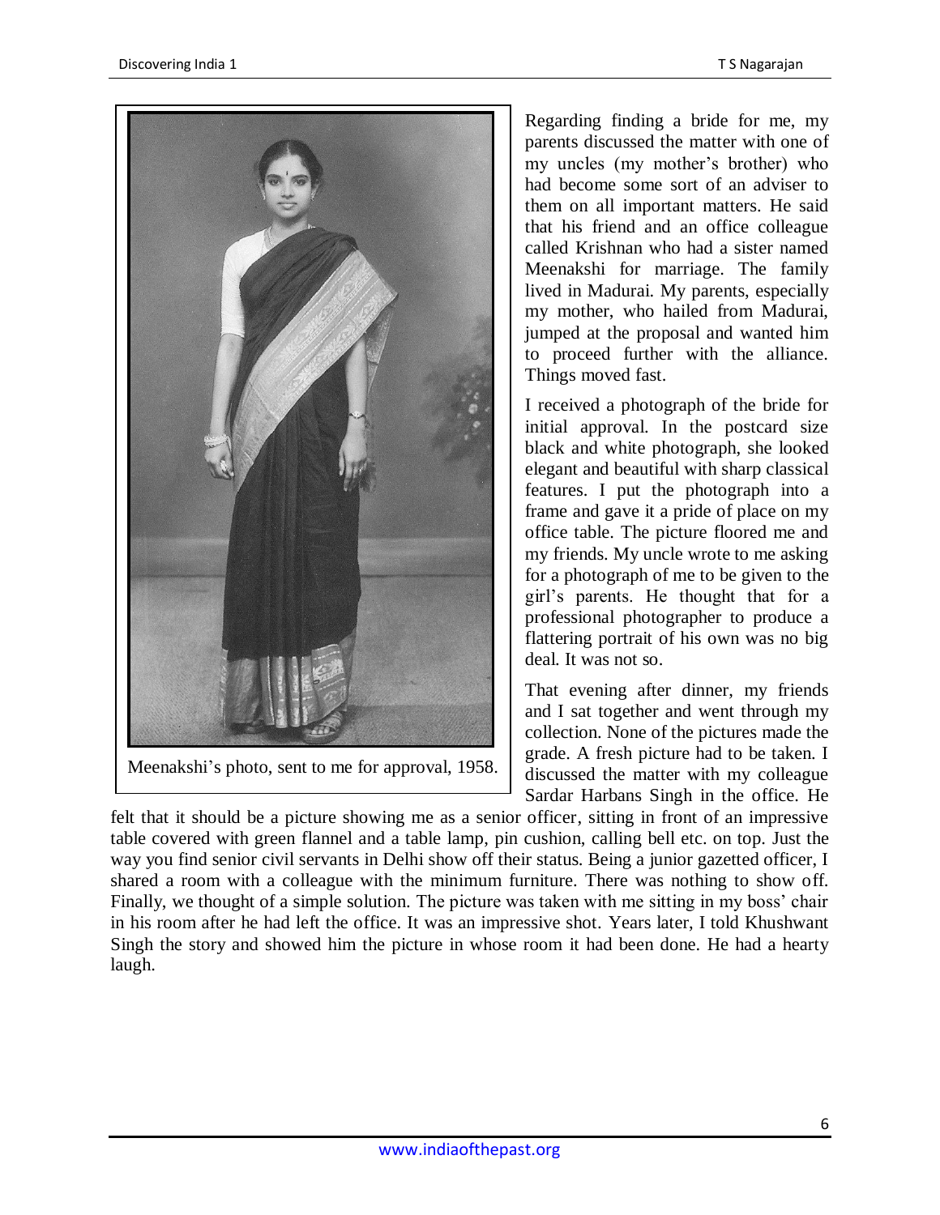Meenakshi's photo, sent to me for approval, 1958.

Regarding finding a bride for me, my parents discussed the matter with one of my uncles (my mother's brother) who had become some sort of an adviser to them on all important matters. He said that his friend and an office colleague called Krishnan who had a sister named Meenakshi for marriage. The family lived in Madurai. My parents, especially my mother, who hailed from Madurai, jumped at the proposal and wanted him to proceed further with the alliance. Things moved fast.

I received a photograph of the bride for initial approval. In the postcard size black and white photograph, she looked elegant and beautiful with sharp classical features. I put the photograph into a frame and gave it a pride of place on my office table. The picture floored me and my friends. My uncle wrote to me asking for a photograph of me to be given to the girl's parents. He thought that for a professional photographer to produce a flattering portrait of his own was no big deal. It was not so.

That evening after dinner, my friends and I sat together and went through my collection. None of the pictures made the grade. A fresh picture had to be taken. I discussed the matter with my colleague Sardar Harbans Singh in the office. He felt that it should be a picture showing me as a senior officer, sitting in front of an impressive table covered with green flannel and a table lamp, pin cushion, calling bell etc. on top. Just the way you find senior civil servants in Delhi show off their status. Being a junior gazetted officer, I shared a room with a colleague with the minimum furniture. There was nothing to show off. Finally, we thought of a simple solution. The picture was taken with me sitting in my boss' chair in his room after he had left the office. It was an impressive shot. Years later, I told Khushwant Singh the story and showed him the picture in whose room it had been done. He had a hearty laugh.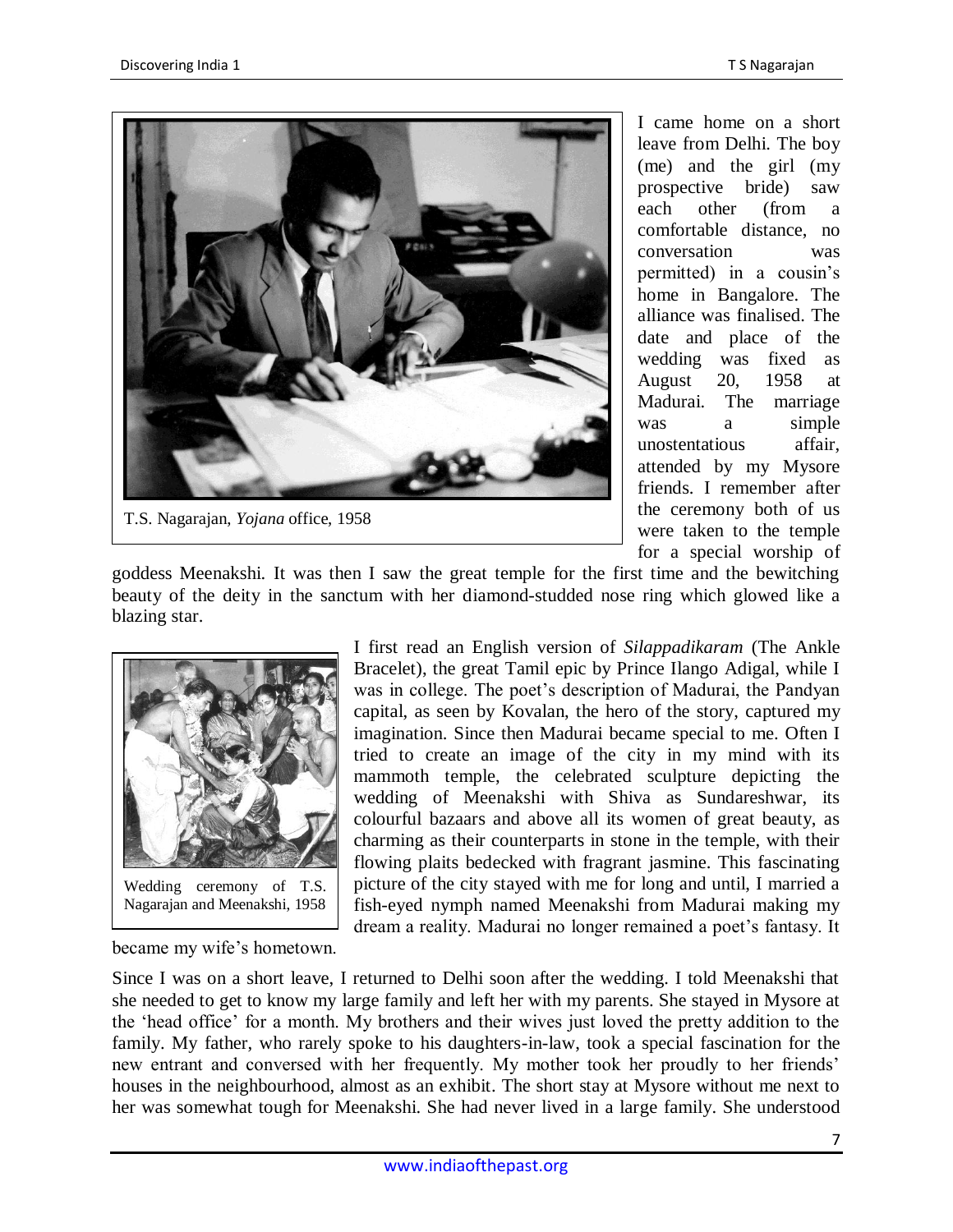T.S. Nagarajan, *Yojana* office, 1958

I came home on a short leave from Delhi. The boy (me) and the girl (my prospective bride) saw each other (from a comfortable distance, no conversation was permitted) in a cousin's home in Bangalore. The alliance was finalised. The date and place of the wedding was fixed as August 20, 1958 at Madurai. The marriage was a simple unostentatious affair, attended by my Mysore friends. I remember after the ceremony both of us were taken to the temple for a special worship of goddess Meenakshi. It was then I saw the great temple for the first time and the bewitching beauty of the deity in the sanctum with her diamond-studded nose ring which glowed like a blazing star.

Wedding ceremony of T.S. Nagarajan and Meenakshi, 1958

I first read an English version of *Silappadikaram* (The Ankle Bracelet), the great Tamil epic by Prince Ilango Adigal, while I was in college. The poet's description of Madurai, the Pandyan capital, as seen by Kovalan, the hero of the story, captured my imagination. Since then Madurai became special to me. Often I tried to create an image of the city in my mind with its mammoth temple, the celebrated sculpture depicting the wedding of Meenakshi with Shiva as Sundareshwar, its colourful bazaars and above all its women of great beauty, as charming as their counterparts in stone in the temple, with their flowing plaits bedecked with fragrant jasmine. This fascinating picture of the city stayed with me for long and until, I married a fish-eyed nymph named Meenakshi from Madurai making my dream a reality. Madurai no longer remained a poet's fantasy. It became my wife's hometown.

Since I was on a short leave, I returned to Delhi soon after the wedding. I told Meenakshi that she needed to get to know my large family and left her with my parents. She stayed in Mysore at the 'head office' for a month. My brothers and their wives just loved the pretty addition to the family. My father, who rarely spoke to his daughters-in-law, took a special fascination for the new entrant and conversed with her frequently. My mother took her proudly to her friends' houses in the neighbourhood, almost as an exhibit. The short stay at Mysore without me next to her was somewhat tough for Meenakshi. She had never lived in a large family. She understood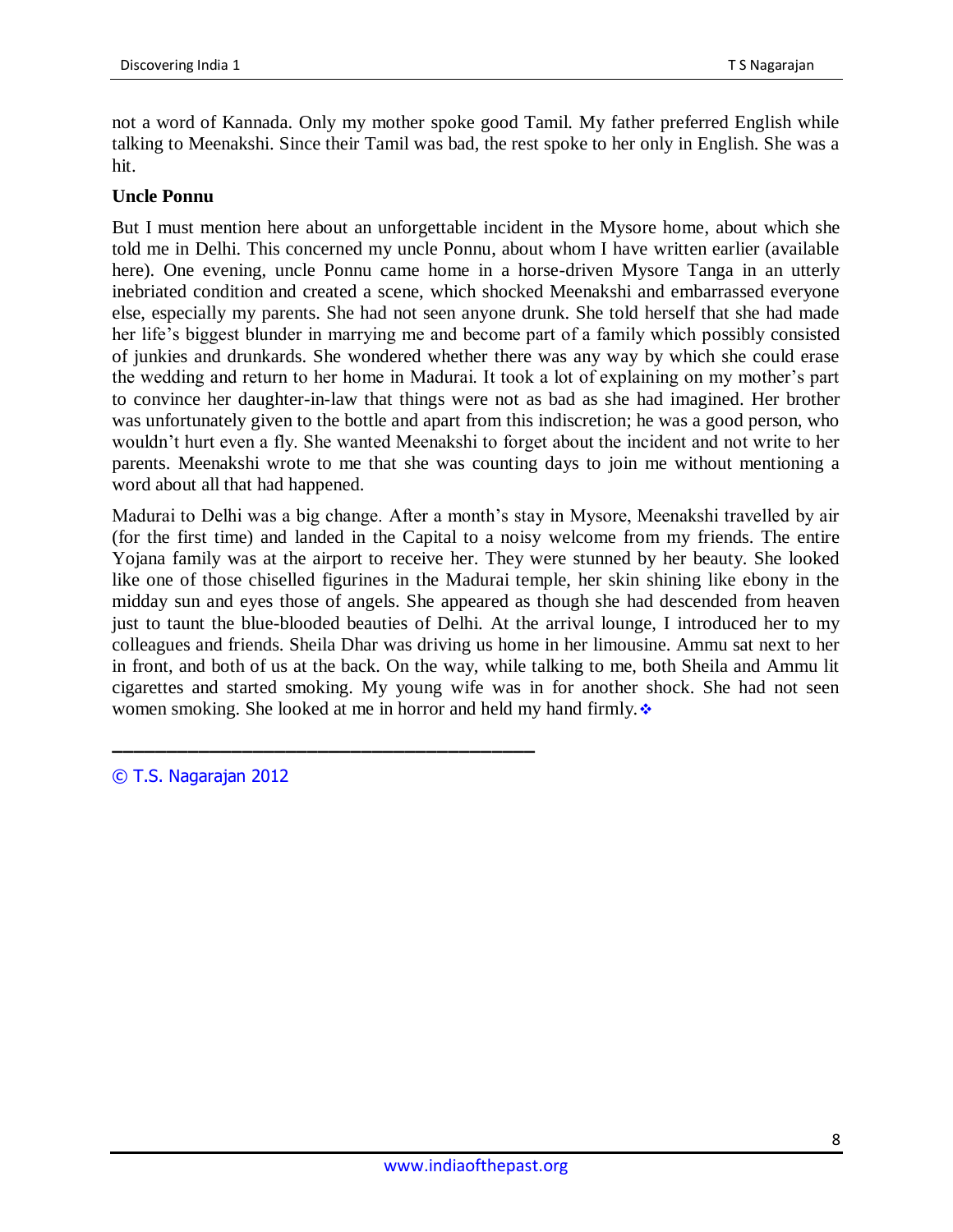not a word of Kannada. Only my mother spoke good Tamil. My father preferred English while talking to Meenakshi. Since their Tamil was bad, the rest spoke to her only in English. She was a hit.

**Uncle Ponnu**

But I must mention here about an unforgettable incident in the Mysore home, about which she told me in Delhi. This concerned my uncle Ponnu, about whom I have written earlier (available here). One evening, uncle Ponnu came home in a horse-driven Mysore Tanga in an utterly inebriated condition and created a scene, which shocked Meenakshi and embarrassed everyone else, especially my parents. She had not seen anyone drunk. She told herself that she had made her life's biggest blunder in marrying me and become part of a family which possibly consisted of junkies and drunkards. She wondered whether there was any way by which she could erase the wedding and return to her home in Madurai. It took a lot of explaining on my mother's part to convince her daughter-in-law that things were not as bad as she had imagined. Her brother was unfortunately given to the bottle and apart from this indiscretion; he was a good person, who wouldn't hurt even a fly. She wanted Meenakshi to forget about the incident and not write to her parents. Meenakshi wrote to me that she was counting days to join me without mentioning a word about all that had happened.

Madurai to Delhi was a big change. After a month's stay in Mysore, Meenakshi travelled by air (for the first time) and landed in the Capital to a noisy welcome from my friends. The entire Yojana family was at the airport to receive her. They were stunned by her beauty. She looked like one of those chiselled figurines in the Madurai temple, her skin shining like ebony in the midday sun and eyes those of angels. She appeared as though she had descended from heaven just to taunt the blue-blooded beauties of Delhi. At the arrival lounge, I introduced her to my colleagues and friends. Sheila Dhar was driving us home in her limousine. Ammu sat next to her in front, and both of us at the back. On the way, while talking to me, both Sheila and Ammu lit cigarettes and started smoking. My young wife was in for another shock. She had not seen women smoking. She looked at me in horror and held my hand firmly. ❖

---

© T.S. Nagarajan 2012